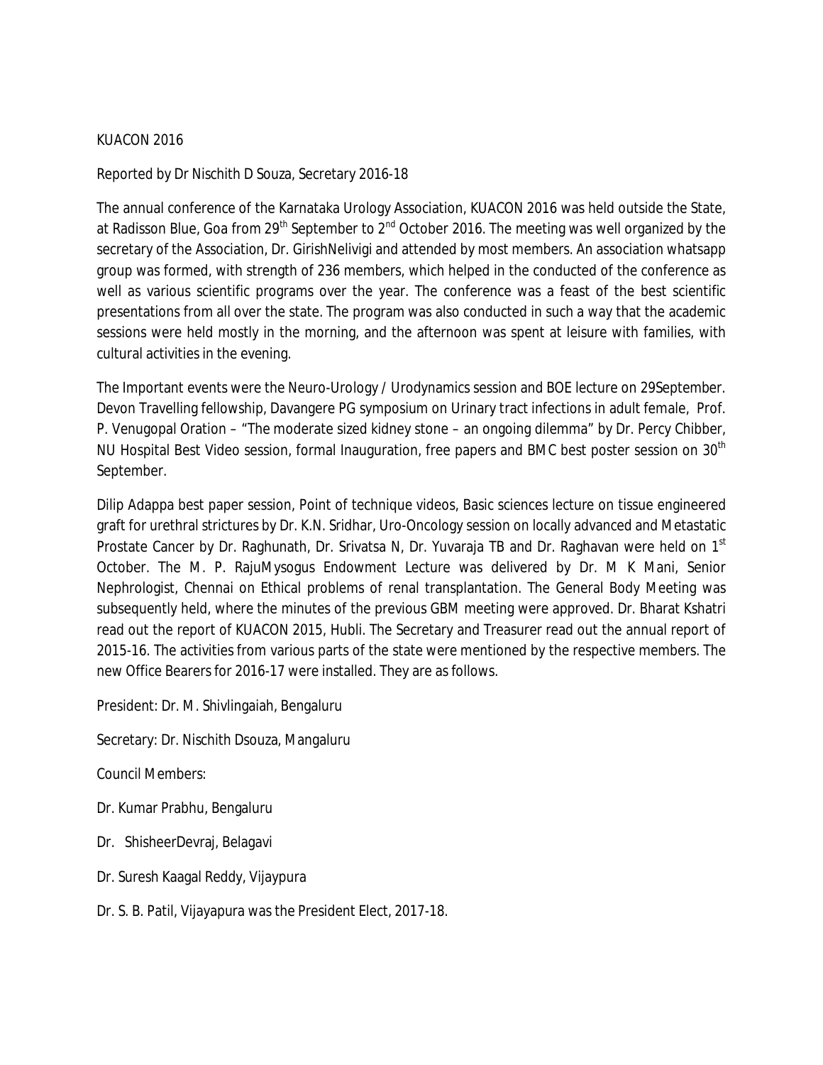KUACON 2016

Reported by Dr Nischith D Souza, Secretary 2016-18

The annual conference of the Karnataka Urology Association, KUACON 2016 was held outside the State, at Radisson Blue, Goa from 29th September to 2nd October 2016. The meeting was well organized by the secretary of the Association, Dr. GirishNelivigi and attended by most members. An association whatsapp group was formed, with strength of 236 members, which helped in the conducted of the conference as well as various scientific programs over the year. The conference was a feast of the best scientific presentations from all over the state. The program was also conducted in such a way that the academic sessions were held mostly in the morning, and the afternoon was spent at leisure with families, with cultural activities in the evening.

The Important events were the Neuro-Urology / Urodynamics session and BOE lecture on 29September. Devon Travelling fellowship, Davangere PG symposium on Urinary tract infections in adult female, Prof. P. Venugopal Oration – "The moderate sized kidney stone – an ongoing dilemma" by Dr. Percy Chibber, NU Hospital Best Video session, formal Inauguration, free papers and BMC best poster session on 30th September.

Dilip Adappa best paper session, Point of technique videos, Basic sciences lecture on tissue engineered graft for urethral strictures by Dr. K.N. Sridhar, Uro-Oncology session on locally advanced and Metastatic Prostate Cancer by Dr. Raghunath, Dr. Srivatsa N, Dr. Yuvaraja TB and Dr. Raghavan were held on 1st October. The M. P. RajuMysogus Endowment Lecture was delivered by Dr. M K Mani, Senior Nephrologist, Chennai on Ethical problems of renal transplantation. The General Body Meeting was subsequently held, where the minutes of the previous GBM meeting were approved. Dr. Bharat Kshatri read out the report of KUACON 2015, Hubli. The Secretary and Treasurer read out the annual report of 2015-16. The activities from various parts of the state were mentioned by the respective members. The new Office Bearers for 2016-17 were installed. They are as follows.

President: Dr. M. Shivlingaiah, Bengaluru

Secretary: Dr. Nischith Dsouza, Mangaluru

Council Members:

Dr. Kumar Prabhu, Bengaluru

Dr. ShisheerDevraj, Belagavi

Dr. Suresh Kaagal Reddy, Vijaypura

Dr. S. B. Patil, Vijayapura was the President Elect, 2017-18.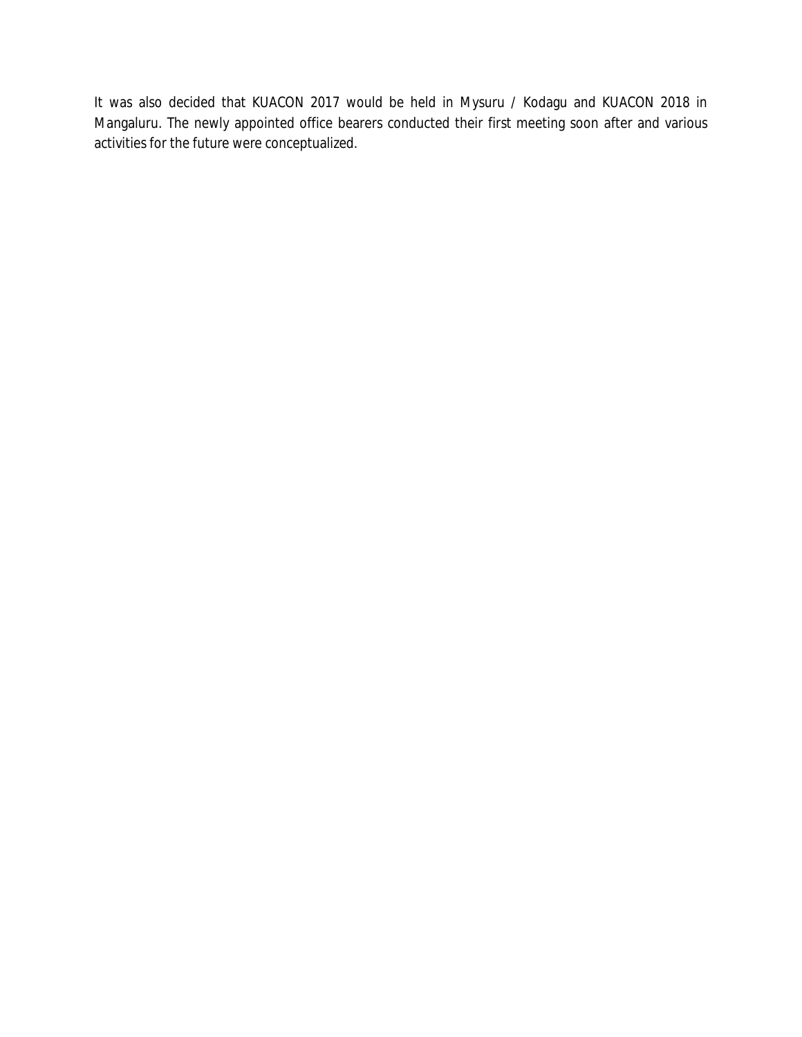It was also decided that KUACON 2017 would be held in Mysuru / Kodagu and KUACON 2018 in Mangaluru. The newly appointed office bearers conducted their first meeting soon after and various activities for the future were conceptualized.